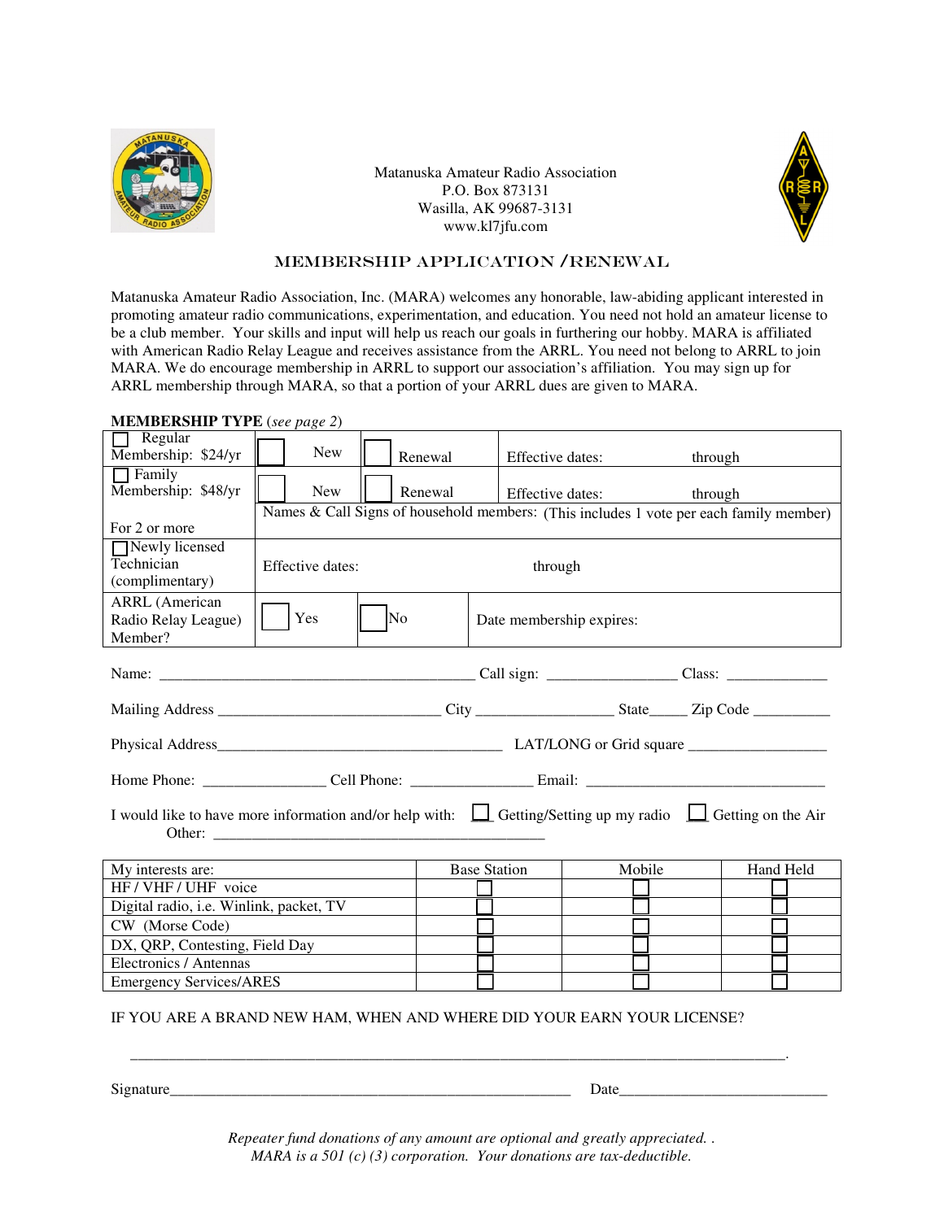Matanuska Amateur Radio Association
P.O. Box 873131
Wasilla, AK 99687-3131
www.kl7jfu.com

## MEMBERSHIP APPLICATION /RENEWAL

Matanuska Amateur Radio Association, Inc. (MARA) welcomes any honorable, law-abiding applicant interested in promoting amateur radio communications, experimentation, and education. You need not hold an amateur license to be a club member. Your skills and input will help us reach our goals in furthering our hobby. MARA is affiliated with American Radio Relay League and receives assistance from the ARRL. You need not belong to ARRL to join MARA. We do encourage membership in ARRL to support our association's affiliation. You may sign up for ARRL membership through MARA, so that a portion of your ARRL dues are given to MARA.

**MEMBERSHIP TYPE** (*see page 2*)

| | | | |
|---|---|---|---|
| ☐ Regular Membership: $24/yr | ☐ New | ☐ Renewal | Effective dates: through |
| ☐ Family Membership: $48/yr For 2 or more | ☐ New | ☐ Renewal | Effective dates: through |
| | Names & Call Signs of household members: (This includes 1 vote per each family member) | | |
| ☐ Newly licensed Technician (complimentary) | Effective dates: through | | |
| ARRL (American Radio Relay League) Member? | ☐ Yes | ☐ No | Date membership expires: |

Name: ________________________ Call sign: ____________ Class: __________

Mailing Address ____________________ City ____________ State_____ Zip Code __________

Physical Address______________________ LAT/LONG or Grid square ______________

Home Phone: ____________ Cell Phone: ____________ Email: ____________________

I would like to have more information and/or help with: ☐ Getting/Setting up my radio ☐ Getting on the Air
Other: ______________________________

| My interests are: | Base Station | Mobile | Hand Held |
|---|---|---|---|
| HF / VHF / UHF voice | ☐ | ☐ | ☐ |
| Digital radio, i.e. Winlink, packet, TV | ☐ | ☐ | ☐ |
| CW (Morse Code) | ☐ | ☐ | ☐ |
| DX, QRP, Contesting, Field Day | ☐ | ☐ | ☐ |
| Electronics / Antennas | ☐ | ☐ | ☐ |
| Emergency Services/ARES | ☐ | ☐ | ☐ |

IF YOU ARE A BRAND NEW HAM, WHEN AND WHERE DID YOUR EARN YOUR LICENSE?

______________________________________________________________________.

Signature______________________________ Date__________________

*Repeater fund donations of any amount are optional and greatly appreciated. .*
*MARA is a 501 (c) (3) corporation. Your donations are tax-deductible.*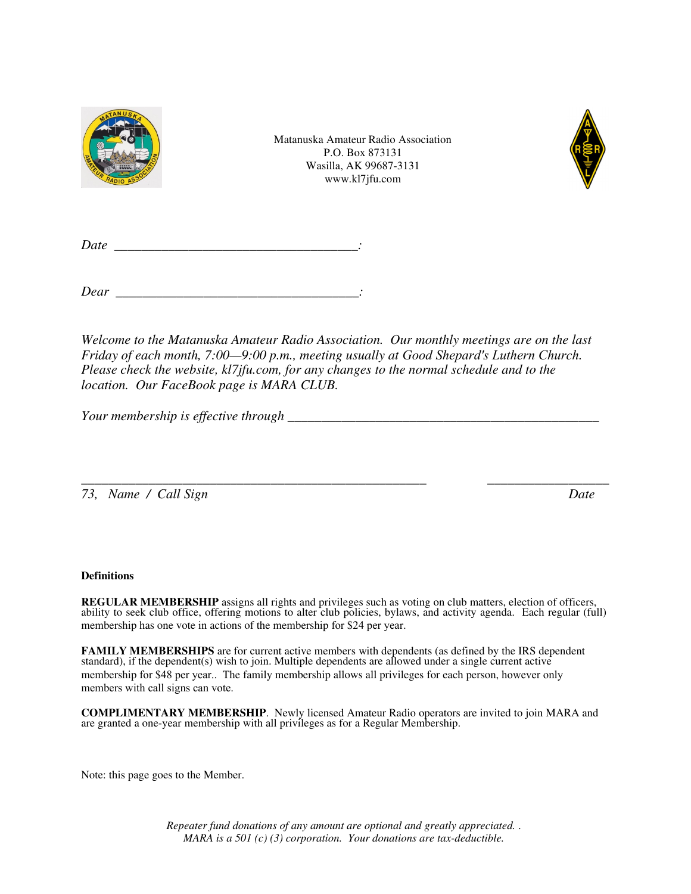Matanuska Amateur Radio Association
P.O. Box 873131
Wasilla, AK 99687-3131
www.kl7jfu.com

*Date ______________________________________:*

*Dear ______________________________________:*

*Welcome to the Matanuska Amateur Radio Association. Our monthly meetings are on the last Friday of each month, 7:00—9:00 p.m., meeting usually at Good Shepard's Luthern Church. Please check the website, kl7jfu.com, for any changes to the normal schedule and to the location. Our FaceBook page is MARA CLUB.*

*Your membership is effective through ________________________________________________*

_______________________________________________________ ___________________

*73, Name / Call Sign* *Date*

**Definitions**

**REGULAR MEMBERSHIP** assigns all rights and privileges such as voting on club matters, election of officers, ability to seek club office, offering motions to alter club policies, bylaws, and activity agenda. Each regular (full) membership has one vote in actions of the membership for $24 per year.

**FAMILY MEMBERSHIPS** are for current active members with dependents (as defined by the IRS dependent standard), if the dependent(s) wish to join. Multiple dependents are allowed under a single current active membership for $48 per year.. The family membership allows all privileges for each person, however only members with call signs can vote.

**COMPLIMENTARY MEMBERSHIP**. Newly licensed Amateur Radio operators are invited to join MARA and are granted a one-year membership with all privileges as for a Regular Membership.

Note: this page goes to the Member.

*Repeater fund donations of any amount are optional and greatly appreciated. .*
*MARA is a 501 (c) (3) corporation. Your donations are tax-deductible.*